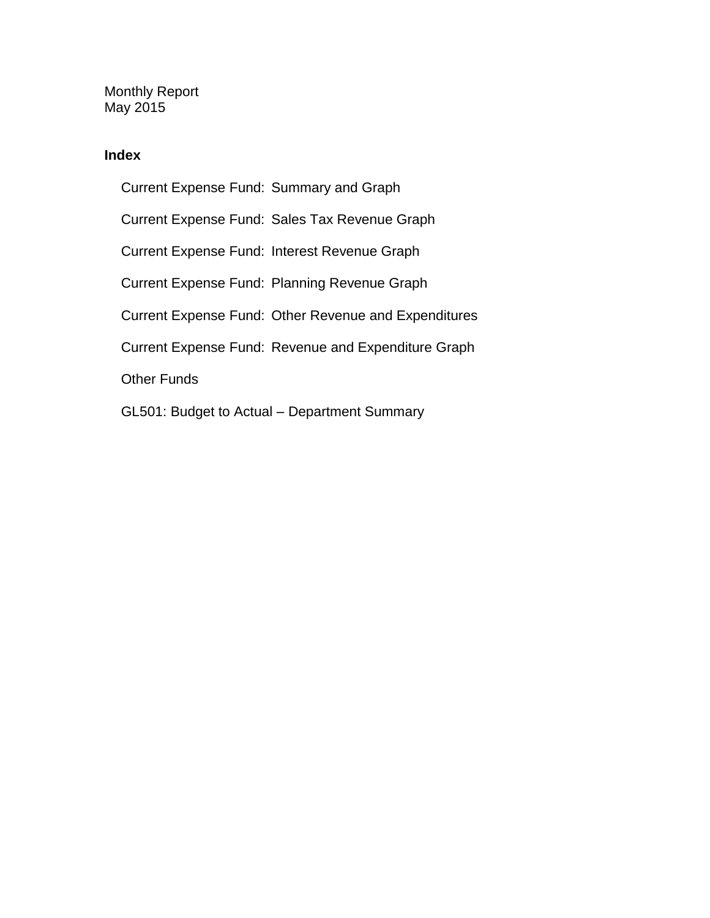Monthly Report
May 2015

## Index

- Current Expense Fund: Summary and Graph
- Current Expense Fund: Sales Tax Revenue Graph
- Current Expense Fund: Interest Revenue Graph
- Current Expense Fund: Planning Revenue Graph
- Current Expense Fund: Other Revenue and Expenditures
- Current Expense Fund: Revenue and Expenditure Graph
- Other Funds
- GL501: Budget to Actual – Department Summary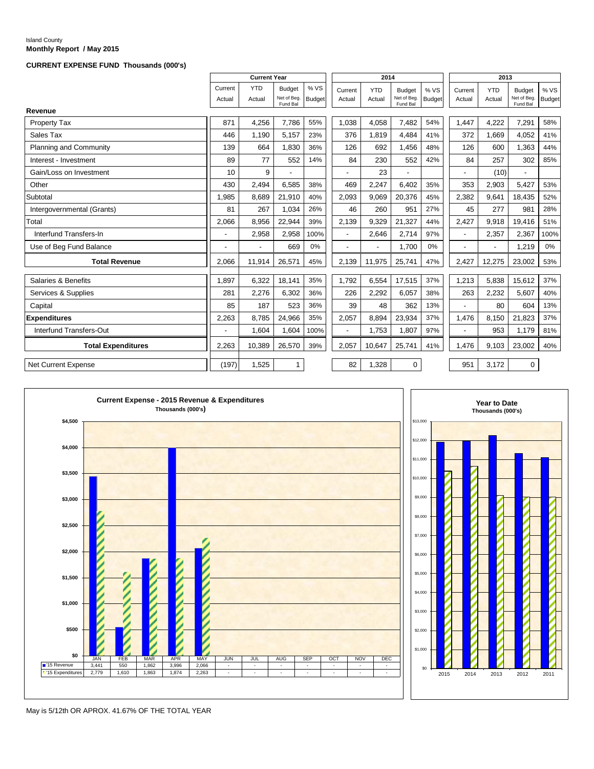Island County

**Monthly Report / May 2015**

**CURRENT EXPENSE FUND Thousands (000's)**

| | Current Year | | | | 2014 | | | | 2013 | | | |
|---|---|---|---|---|---|---|---|---|---|---|---|---|
| | Current Actual | YTD Actual | Budget Net of Beg. Fund Bal | % VS Budget | Current Actual | YTD Actual | Budget Net of Beg. Fund Bal | % VS Budget | Current Actual | YTD Actual | Budget Net of Beg. Fund Bal | % VS Budget |
| **Revenue** | | | | | | | | | | | | |
| Property Tax | 871 | 4,256 | 7,786 | 55% | 1,038 | 4,058 | 7,482 | 54% | 1,447 | 4,222 | 7,291 | 58% |
| Sales Tax | 446 | 1,190 | 5,157 | 23% | 376 | 1,819 | 4,484 | 41% | 372 | 1,669 | 4,052 | 41% |
| Planning and Community | 139 | 664 | 1,830 | 36% | 126 | 692 | 1,456 | 48% | 126 | 600 | 1,363 | 44% |
| Interest - Investment | 89 | 77 | 552 | 14% | 84 | 230 | 552 | 42% | 84 | 257 | 302 | 85% |
| Gain/Loss on Investment | 10 | 9 | - | | - | 23 | - | | - | (10) | - | |
| Other | 430 | 2,494 | 6,585 | 38% | 469 | 2,247 | 6,402 | 35% | 353 | 2,903 | 5,427 | 53% |
| Subtotal | 1,985 | 8,689 | 21,910 | 40% | 2,093 | 9,069 | 20,376 | 45% | 2,382 | 9,641 | 18,435 | 52% |
| Intergovernmental (Grants) | 81 | 267 | 1,034 | 26% | 46 | 260 | 951 | 27% | 45 | 277 | 981 | 28% |
| Total | 2,066 | 8,956 | 22,944 | 39% | 2,139 | 9,329 | 21,327 | 44% | 2,427 | 9,918 | 19,416 | 51% |
| Interfund Transfers-In | - | 2,958 | 2,958 | 100% | - | 2,646 | 2,714 | 97% | - | 2,357 | 2,367 | 100% |
| Use of Beg Fund Balance | - | - | 669 | 0% | - | - | 1,700 | 0% | - | - | 1,219 | 0% |
| **Total Revenue** | 2,066 | 11,914 | 26,571 | 45% | 2,139 | 11,975 | 25,741 | 47% | 2,427 | 12,275 | 23,002 | 53% |
| Salaries & Benefits | 1,897 | 6,322 | 18,141 | 35% | 1,792 | 6,554 | 17,515 | 37% | 1,213 | 5,838 | 15,612 | 37% |
| Services & Supplies | 281 | 2,276 | 6,302 | 36% | 226 | 2,292 | 6,057 | 38% | 263 | 2,232 | 5,607 | 40% |
| Capital | 85 | 187 | 523 | 36% | 39 | 48 | 362 | 13% | - | 80 | 604 | 13% |
| **Expenditures** | 2,263 | 8,785 | 24,966 | 35% | 2,057 | 8,894 | 23,934 | 37% | 1,476 | 8,150 | 21,823 | 37% |
| Interfund Transfers-Out | - | 1,604 | 1,604 | 100% | - | 1,753 | 1,807 | 97% | - | 953 | 1,179 | 81% |
| **Total Expenditures** | 2,263 | 10,389 | 26,570 | 39% | 2,057 | 10,647 | 25,741 | 41% | 1,476 | 9,103 | 23,002 | 40% |
| Net Current Expense | (197) | 1,525 | 1 | | 82 | 1,328 | 0 | | 951 | 3,172 | 0 | |

**Current Expense - 2015 Revenue & Expenditures**
Thousands (000's)

| | JAN | FEB | MAR | APR | MAY | JUN | JUL | AUG | SEP | OCT | NOV | DEC |
|---|---|---|---|---|---|---|---|---|---|---|---|---|
| '15 Revenue | 3,441 | 550 | 1,862 | 3,996 | 2,066 | - | - | - | - | - | - | - |
| '15 Expenditures | 2,779 | 1,610 | 1,863 | 1,874 | 2,263 | - | - | - | - | - | - | - |

**Year to Date**
Thousands (000's)

May is 5/12th OR APROX. 41.67% OF THE TOTAL YEAR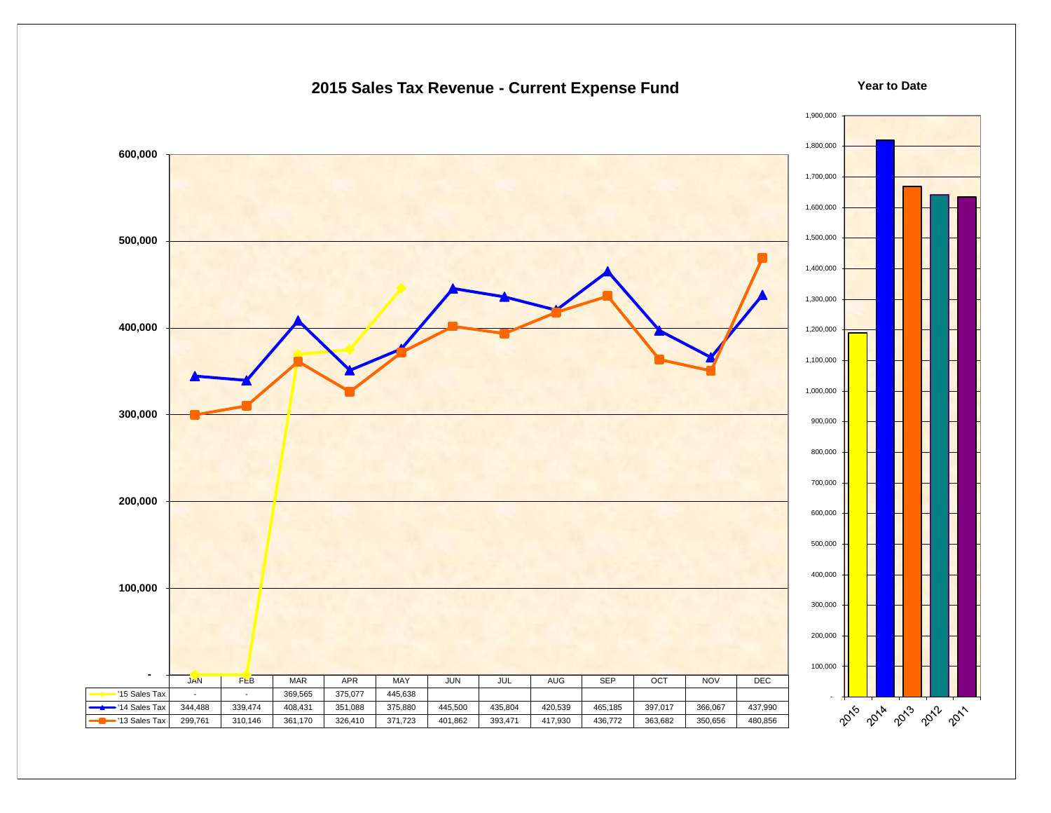# 2015 Sales Tax Revenue - Current Expense Fund

| | JAN | FEB | MAR | APR | MAY | JUN | JUL | AUG | SEP | OCT | NOV | DEC |
|---|---|---|---|---|---|---|---|---|---|---|---|---|
| '15 Sales Tax | - | - | 369,565 | 375,077 | 445,638 | | | | | | | |
| '14 Sales Tax | 344,488 | 339,474 | 408,431 | 351,088 | 375,880 | 445,500 | 435,804 | 420,539 | 465,185 | 397,017 | 366,067 | 437,990 |
| '13 Sales Tax | 299,761 | 310,146 | 361,170 | 326,410 | 371,723 | 401,862 | 393,471 | 417,930 | 436,772 | 363,682 | 350,656 | 480,856 |

**Year to Date**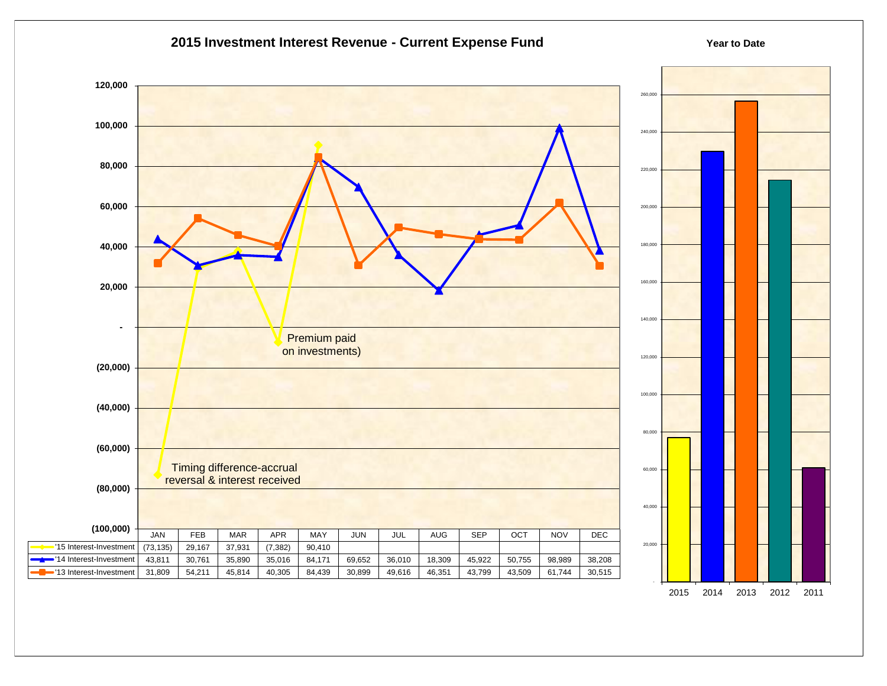## 2015 Investment Interest Revenue - Current Expense Fund

**Year to Date**

Timing difference-accrual reversal & interest received

Premium paid on investments)

| | JAN | FEB | MAR | APR | MAY | JUN | JUL | AUG | SEP | OCT | NOV | DEC |
|---|---|---|---|---|---|---|---|---|---|---|---|---|
| '15 Interest-Investment | (73,135) | 29,167 | 37,931 | (7,382) | 90,410 | | | | | | | |
| '14 Interest-Investment | 43,811 | 30,761 | 35,890 | 35,016 | 84,171 | 69,652 | 36,010 | 18,309 | 45,922 | 50,755 | 98,989 | 38,208 |
| '13 Interest-Investment | 31,809 | 54,211 | 45,814 | 40,305 | 84,439 | 30,899 | 49,616 | 46,351 | 43,799 | 43,509 | 61,744 | 30,515 |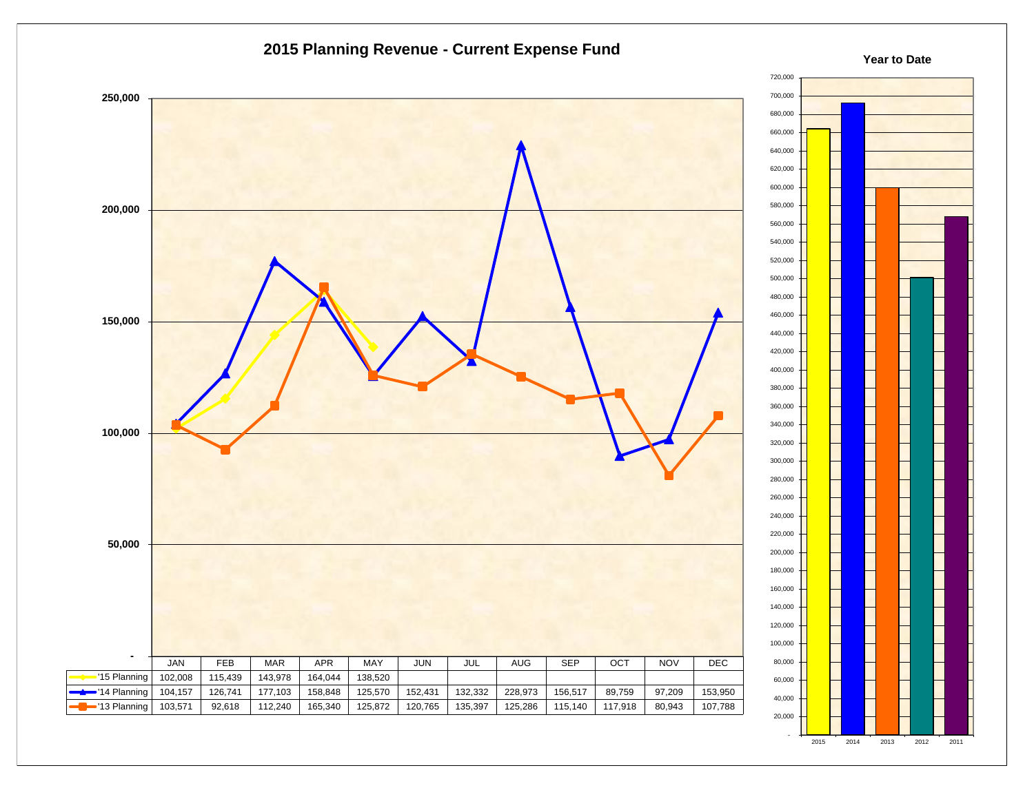## 2015 Planning Revenue - Current Expense Fund

| | JAN | FEB | MAR | APR | MAY | JUN | JUL | AUG | SEP | OCT | NOV | DEC |
|---|---|---|---|---|---|---|---|---|---|---|---|---|
| '15 Planning | 102,008 | 115,439 | 143,978 | 164,044 | 138,520 | | | | | | | |
| '14 Planning | 104,157 | 126,741 | 177,103 | 158,848 | 125,570 | 152,431 | 132,332 | 228,973 | 156,517 | 89,759 | 97,209 | 153,950 |
| '13 Planning | 103,571 | 92,618 | 112,240 | 165,340 | 125,872 | 120,765 | 135,397 | 125,286 | 115,140 | 117,918 | 80,943 | 107,788 |

**Year to Date**

(Bar chart: 2015, 2014, 2013, 2012, 2011)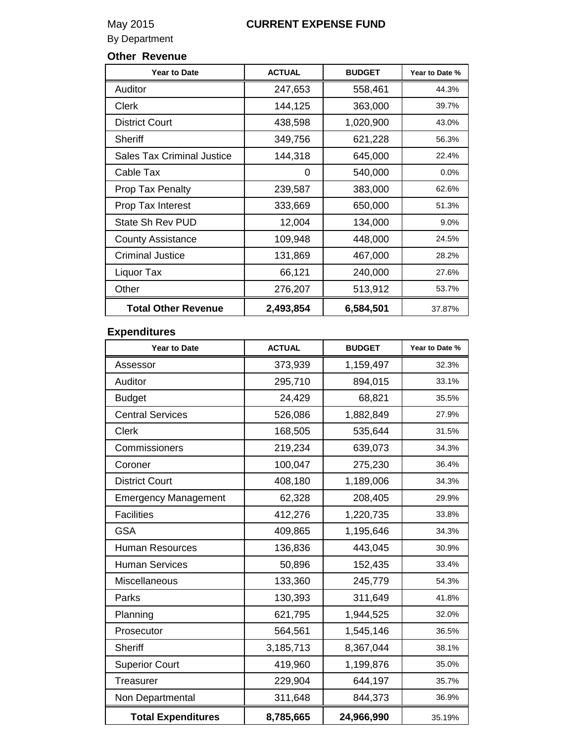May 2015 **CURRENT EXPENSE FUND**

By Department

### Other Revenue

| Year to Date | ACTUAL | BUDGET | Year to Date % |
|---|---|---|---|
| Auditor | 247,653 | 558,461 | 44.3% |
| Clerk | 144,125 | 363,000 | 39.7% |
| District Court | 438,598 | 1,020,900 | 43.0% |
| Sheriff | 349,756 | 621,228 | 56.3% |
| Sales Tax Criminal Justice | 144,318 | 645,000 | 22.4% |
| Cable Tax | 0 | 540,000 | 0.0% |
| Prop Tax Penalty | 239,587 | 383,000 | 62.6% |
| Prop Tax Interest | 333,669 | 650,000 | 51.3% |
| State Sh Rev PUD | 12,004 | 134,000 | 9.0% |
| County Assistance | 109,948 | 448,000 | 24.5% |
| Criminal Justice | 131,869 | 467,000 | 28.2% |
| Liquor Tax | 66,121 | 240,000 | 27.6% |
| Other | 276,207 | 513,912 | 53.7% |
| **Total Other Revenue** | **2,493,854** | **6,584,501** | 37.87% |

### Expenditures

| Year to Date | ACTUAL | BUDGET | Year to Date % |
|---|---|---|---|
| Assessor | 373,939 | 1,159,497 | 32.3% |
| Auditor | 295,710 | 894,015 | 33.1% |
| Budget | 24,429 | 68,821 | 35.5% |
| Central Services | 526,086 | 1,882,849 | 27.9% |
| Clerk | 168,505 | 535,644 | 31.5% |
| Commissioners | 219,234 | 639,073 | 34.3% |
| Coroner | 100,047 | 275,230 | 36.4% |
| District Court | 408,180 | 1,189,006 | 34.3% |
| Emergency Management | 62,328 | 208,405 | 29.9% |
| Facilities | 412,276 | 1,220,735 | 33.8% |
| GSA | 409,865 | 1,195,646 | 34.3% |
| Human Resources | 136,836 | 443,045 | 30.9% |
| Human Services | 50,896 | 152,435 | 33.4% |
| Miscellaneous | 133,360 | 245,779 | 54.3% |
| Parks | 130,393 | 311,649 | 41.8% |
| Planning | 621,795 | 1,944,525 | 32.0% |
| Prosecutor | 564,561 | 1,545,146 | 36.5% |
| Sheriff | 3,185,713 | 8,367,044 | 38.1% |
| Superior Court | 419,960 | 1,199,876 | 35.0% |
| Treasurer | 229,904 | 644,197 | 35.7% |
| Non Departmental | 311,648 | 844,373 | 36.9% |
| **Total Expenditures** | **8,785,665** | **24,966,990** | 35.19% |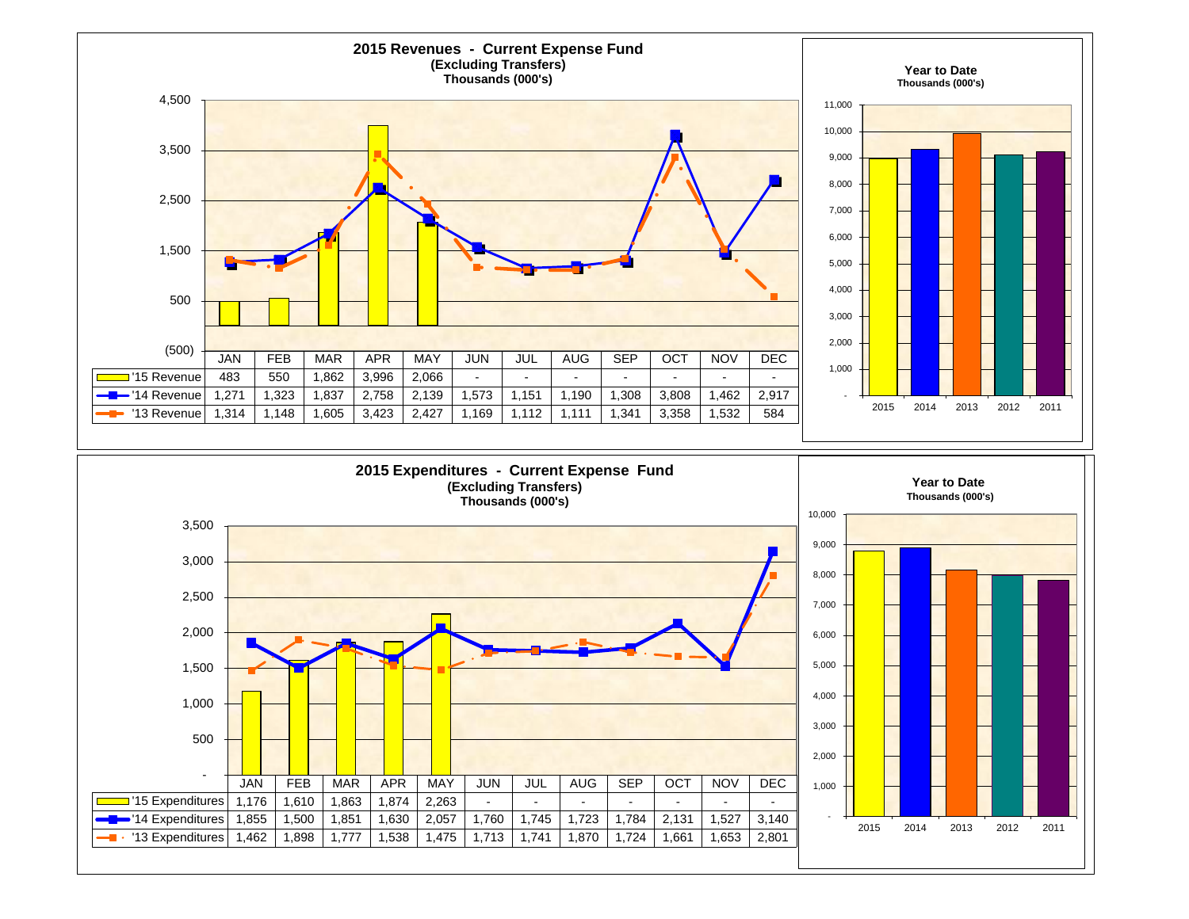## 2015 Revenues - Current Expense Fund
**(Excluding Transfers)**
**Thousands (000's)**

| | JAN | FEB | MAR | APR | MAY | JUN | JUL | AUG | SEP | OCT | NOV | DEC |
|---|---|---|---|---|---|---|---|---|---|---|---|---|
| '15 Revenue | 483 | 550 | 1,862 | 3,996 | 2,066 | - | - | - | - | - | - | - |
| '14 Revenue | 1,271 | 1,323 | 1,837 | 2,758 | 2,139 | 1,573 | 1,151 | 1,190 | 1,308 | 3,808 | 1,462 | 2,917 |
| '13 Revenue | 1,314 | 1,148 | 1,605 | 3,423 | 2,427 | 1,169 | 1,112 | 1,111 | 1,341 | 3,358 | 1,532 | 584 |

### Year to Date
**Thousands (000's)**

2015, 2014, 2013, 2012, 2011

## 2015 Expenditures - Current Expense Fund
**(Excluding Transfers)**
**Thousands (000's)**

| | JAN | FEB | MAR | APR | MAY | JUN | JUL | AUG | SEP | OCT | NOV | DEC |
|---|---|---|---|---|---|---|---|---|---|---|---|---|
| '15 Expenditures | 1,176 | 1,610 | 1,863 | 1,874 | 2,263 | - | - | - | - | - | - | - |
| '14 Expenditures | 1,855 | 1,500 | 1,851 | 1,630 | 2,057 | 1,760 | 1,745 | 1,723 | 1,784 | 2,131 | 1,527 | 3,140 |
| '13 Expenditures | 1,462 | 1,898 | 1,777 | 1,538 | 1,475 | 1,713 | 1,741 | 1,870 | 1,724 | 1,661 | 1,653 | 2,801 |

### Year to Date
**Thousands (000's)**

2015, 2014, 2013, 2012, 2011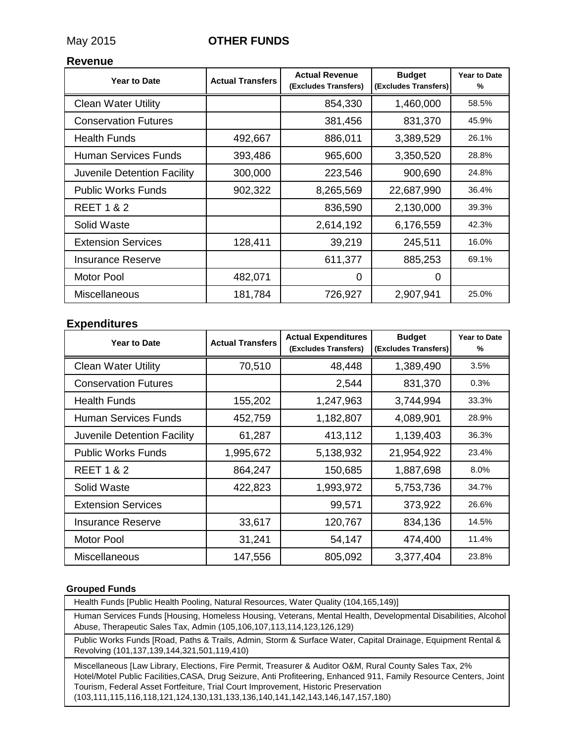May 2015 **OTHER FUNDS**

## Revenue

| Year to Date | Actual Transfers | Actual Revenue (Excludes Transfers) | Budget (Excludes Transfers) | Year to Date % |
|---|---|---|---|---|
| Clean Water Utility | | 854,330 | 1,460,000 | 58.5% |
| Conservation Futures | | 381,456 | 831,370 | 45.9% |
| Health Funds | 492,667 | 886,011 | 3,389,529 | 26.1% |
| Human Services Funds | 393,486 | 965,600 | 3,350,520 | 28.8% |
| Juvenile Detention Facility | 300,000 | 223,546 | 900,690 | 24.8% |
| Public Works Funds | 902,322 | 8,265,569 | 22,687,990 | 36.4% |
| REET 1 & 2 | | 836,590 | 2,130,000 | 39.3% |
| Solid Waste | | 2,614,192 | 6,176,559 | 42.3% |
| Extension Services | 128,411 | 39,219 | 245,511 | 16.0% |
| Insurance Reserve | | 611,377 | 885,253 | 69.1% |
| Motor Pool | 482,071 | 0 | 0 | |
| Miscellaneous | 181,784 | 726,927 | 2,907,941 | 25.0% |

## Expenditures

| Year to Date | Actual Transfers | Actual Expenditures (Excludes Transfers) | Budget (Excludes Transfers) | Year to Date % |
|---|---|---|---|---|
| Clean Water Utility | 70,510 | 48,448 | 1,389,490 | 3.5% |
| Conservation Futures | | 2,544 | 831,370 | 0.3% |
| Health Funds | 155,202 | 1,247,963 | 3,744,994 | 33.3% |
| Human Services Funds | 452,759 | 1,182,807 | 4,089,901 | 28.9% |
| Juvenile Detention Facility | 61,287 | 413,112 | 1,139,403 | 36.3% |
| Public Works Funds | 1,995,672 | 5,138,932 | 21,954,922 | 23.4% |
| REET 1 & 2 | 864,247 | 150,685 | 1,887,698 | 8.0% |
| Solid Waste | 422,823 | 1,993,972 | 5,753,736 | 34.7% |
| Extension Services | | 99,571 | 373,922 | 26.6% |
| Insurance Reserve | 33,617 | 120,767 | 834,136 | 14.5% |
| Motor Pool | 31,241 | 54,147 | 474,400 | 11.4% |
| Miscellaneous | 147,556 | 805,092 | 3,377,404 | 23.8% |

**Grouped Funds**

| |
|---|
| Health Funds [Public Health Pooling, Natural Resources, Water Quality (104,165,149)] |
| Human Services Funds [Housing, Homeless Housing, Veterans, Mental Health, Developmental Disabilities, Alcohol Abuse, Therapeutic Sales Tax, Admin (105,106,107,113,114,123,126,129) |
| Public Works Funds [Road, Paths & Trails, Admin, Storm & Surface Water, Capital Drainage, Equipment Rental & Revolving (101,137,139,144,321,501,119,410) |
| Miscellaneous [Law Library, Elections, Fire Permit, Treasurer & Auditor O&M, Rural County Sales Tax, 2% Hotel/Motel Public Facilities,CASA, Drug Seizure, Anti Profiteering, Enhanced 911, Family Resource Centers, Joint Tourism, Federal Asset Fortfeiture, Trial Court Improvement, Historic Preservation (103,111,115,116,118,121,124,130,131,133,136,140,141,142,143,146,147,157,180) |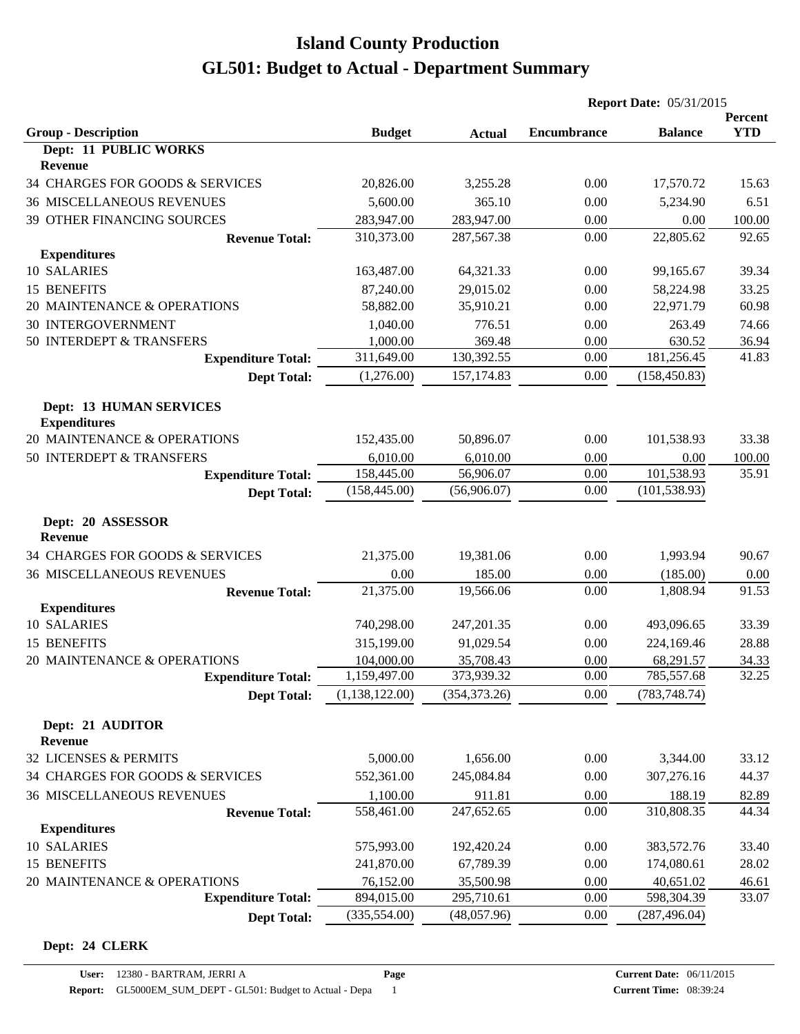# Island County Production

# GL501: Budget to Actual - Department Summary

**Report Date:** 05/31/2015

| Group - Description | Budget | Actual | Encumbrance | Balance | Percent YTD |
|---|---|---|---|---|---|
| **Dept: 11 PUBLIC WORKS** | | | | | |
| **Revenue** | | | | | |
| 34 CHARGES FOR GOODS & SERVICES | 20,826.00 | 3,255.28 | 0.00 | 17,570.72 | 15.63 |
| 36 MISCELLANEOUS REVENUES | 5,600.00 | 365.10 | 0.00 | 5,234.90 | 6.51 |
| 39 OTHER FINANCING SOURCES | 283,947.00 | 283,947.00 | 0.00 | 0.00 | 100.00 |
| **Revenue Total:** | 310,373.00 | 287,567.38 | 0.00 | 22,805.62 | 92.65 |
| **Expenditures** | | | | | |
| 10 SALARIES | 163,487.00 | 64,321.33 | 0.00 | 99,165.67 | 39.34 |
| 15 BENEFITS | 87,240.00 | 29,015.02 | 0.00 | 58,224.98 | 33.25 |
| 20 MAINTENANCE & OPERATIONS | 58,882.00 | 35,910.21 | 0.00 | 22,971.79 | 60.98 |
| 30 INTERGOVERNMENT | 1,040.00 | 776.51 | 0.00 | 263.49 | 74.66 |
| 50 INTERDEPT & TRANSFERS | 1,000.00 | 369.48 | 0.00 | 630.52 | 36.94 |
| **Expenditure Total:** | 311,649.00 | 130,392.55 | 0.00 | 181,256.45 | 41.83 |
| **Dept Total:** | (1,276.00) | 157,174.83 | 0.00 | (158,450.83) | |
| **Dept: 13 HUMAN SERVICES** | | | | | |
| **Expenditures** | | | | | |
| 20 MAINTENANCE & OPERATIONS | 152,435.00 | 50,896.07 | 0.00 | 101,538.93 | 33.38 |
| 50 INTERDEPT & TRANSFERS | 6,010.00 | 6,010.00 | 0.00 | 0.00 | 100.00 |
| **Expenditure Total:** | 158,445.00 | 56,906.07 | 0.00 | 101,538.93 | 35.91 |
| **Dept Total:** | (158,445.00) | (56,906.07) | 0.00 | (101,538.93) | |
| **Dept: 20 ASSESSOR** | | | | | |
| **Revenue** | | | | | |
| 34 CHARGES FOR GOODS & SERVICES | 21,375.00 | 19,381.06 | 0.00 | 1,993.94 | 90.67 |
| 36 MISCELLANEOUS REVENUES | 0.00 | 185.00 | 0.00 | (185.00) | 0.00 |
| **Revenue Total:** | 21,375.00 | 19,566.06 | 0.00 | 1,808.94 | 91.53 |
| **Expenditures** | | | | | |
| 10 SALARIES | 740,298.00 | 247,201.35 | 0.00 | 493,096.65 | 33.39 |
| 15 BENEFITS | 315,199.00 | 91,029.54 | 0.00 | 224,169.46 | 28.88 |
| 20 MAINTENANCE & OPERATIONS | 104,000.00 | 35,708.43 | 0.00 | 68,291.57 | 34.33 |
| **Expenditure Total:** | 1,159,497.00 | 373,939.32 | 0.00 | 785,557.68 | 32.25 |
| **Dept Total:** | (1,138,122.00) | (354,373.26) | 0.00 | (783,748.74) | |
| **Dept: 21 AUDITOR** | | | | | |
| **Revenue** | | | | | |
| 32 LICENSES & PERMITS | 5,000.00 | 1,656.00 | 0.00 | 3,344.00 | 33.12 |
| 34 CHARGES FOR GOODS & SERVICES | 552,361.00 | 245,084.84 | 0.00 | 307,276.16 | 44.37 |
| 36 MISCELLANEOUS REVENUES | 1,100.00 | 911.81 | 0.00 | 188.19 | 82.89 |
| **Revenue Total:** | 558,461.00 | 247,652.65 | 0.00 | 310,808.35 | 44.34 |
| **Expenditures** | | | | | |
| 10 SALARIES | 575,993.00 | 192,420.24 | 0.00 | 383,572.76 | 33.40 |
| 15 BENEFITS | 241,870.00 | 67,789.39 | 0.00 | 174,080.61 | 28.02 |
| 20 MAINTENANCE & OPERATIONS | 76,152.00 | 35,500.98 | 0.00 | 40,651.02 | 46.61 |
| **Expenditure Total:** | 894,015.00 | 295,710.61 | 0.00 | 598,304.39 | 33.07 |
| **Dept Total:** | (335,554.00) | (48,057.96) | 0.00 | (287,496.04) | |
| **Dept: 24 CLERK** | | | | | |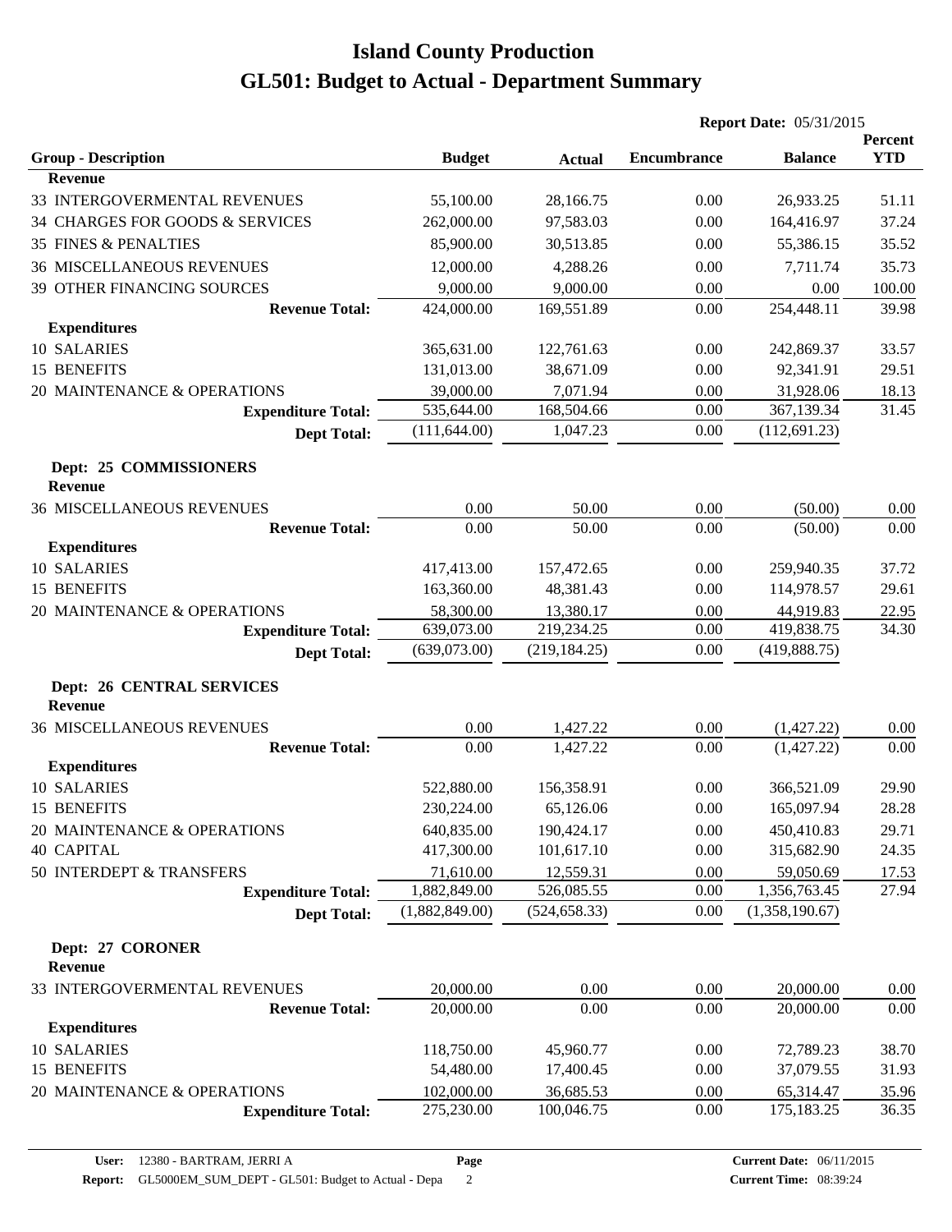# Island County Production
# GL501: Budget to Actual - Department Summary

**Report Date:** 05/31/2015

| Group - Description | Budget | Actual | Encumbrance | Balance | Percent YTD |
|---|---|---|---|---|---|
| **Revenue** | | | | | |
| 33 INTERGOVERMENTAL REVENUES | 55,100.00 | 28,166.75 | 0.00 | 26,933.25 | 51.11 |
| 34 CHARGES FOR GOODS & SERVICES | 262,000.00 | 97,583.03 | 0.00 | 164,416.97 | 37.24 |
| 35 FINES & PENALTIES | 85,900.00 | 30,513.85 | 0.00 | 55,386.15 | 35.52 |
| 36 MISCELLANEOUS REVENUES | 12,000.00 | 4,288.26 | 0.00 | 7,711.74 | 35.73 |
| 39 OTHER FINANCING SOURCES | 9,000.00 | 9,000.00 | 0.00 | 0.00 | 100.00 |
| **Revenue Total:** | 424,000.00 | 169,551.89 | 0.00 | 254,448.11 | 39.98 |
| **Expenditures** | | | | | |
| 10 SALARIES | 365,631.00 | 122,761.63 | 0.00 | 242,869.37 | 33.57 |
| 15 BENEFITS | 131,013.00 | 38,671.09 | 0.00 | 92,341.91 | 29.51 |
| 20 MAINTENANCE & OPERATIONS | 39,000.00 | 7,071.94 | 0.00 | 31,928.06 | 18.13 |
| **Expenditure Total:** | 535,644.00 | 168,504.66 | 0.00 | 367,139.34 | 31.45 |
| **Dept Total:** | (111,644.00) | 1,047.23 | 0.00 | (112,691.23) | |
| **Dept: 25 COMMISSIONERS** | | | | | |
| **Revenue** | | | | | |
| 36 MISCELLANEOUS REVENUES | 0.00 | 50.00 | 0.00 | (50.00) | 0.00 |
| **Revenue Total:** | 0.00 | 50.00 | 0.00 | (50.00) | 0.00 |
| **Expenditures** | | | | | |
| 10 SALARIES | 417,413.00 | 157,472.65 | 0.00 | 259,940.35 | 37.72 |
| 15 BENEFITS | 163,360.00 | 48,381.43 | 0.00 | 114,978.57 | 29.61 |
| 20 MAINTENANCE & OPERATIONS | 58,300.00 | 13,380.17 | 0.00 | 44,919.83 | 22.95 |
| **Expenditure Total:** | 639,073.00 | 219,234.25 | 0.00 | 419,838.75 | 34.30 |
| **Dept Total:** | (639,073.00) | (219,184.25) | 0.00 | (419,888.75) | |
| **Dept: 26 CENTRAL SERVICES** | | | | | |
| **Revenue** | | | | | |
| 36 MISCELLANEOUS REVENUES | 0.00 | 1,427.22 | 0.00 | (1,427.22) | 0.00 |
| **Revenue Total:** | 0.00 | 1,427.22 | 0.00 | (1,427.22) | 0.00 |
| **Expenditures** | | | | | |
| 10 SALARIES | 522,880.00 | 156,358.91 | 0.00 | 366,521.09 | 29.90 |
| 15 BENEFITS | 230,224.00 | 65,126.06 | 0.00 | 165,097.94 | 28.28 |
| 20 MAINTENANCE & OPERATIONS | 640,835.00 | 190,424.17 | 0.00 | 450,410.83 | 29.71 |
| 40 CAPITAL | 417,300.00 | 101,617.10 | 0.00 | 315,682.90 | 24.35 |
| 50 INTERDEPT & TRANSFERS | 71,610.00 | 12,559.31 | 0.00 | 59,050.69 | 17.53 |
| **Expenditure Total:** | 1,882,849.00 | 526,085.55 | 0.00 | 1,356,763.45 | 27.94 |
| **Dept Total:** | (1,882,849.00) | (524,658.33) | 0.00 | (1,358,190.67) | |
| **Dept: 27 CORONER** | | | | | |
| **Revenue** | | | | | |
| 33 INTERGOVERMENTAL REVENUES | 20,000.00 | 0.00 | 0.00 | 20,000.00 | 0.00 |
| **Revenue Total:** | 20,000.00 | 0.00 | 0.00 | 20,000.00 | 0.00 |
| **Expenditures** | | | | | |
| 10 SALARIES | 118,750.00 | 45,960.77 | 0.00 | 72,789.23 | 38.70 |
| 15 BENEFITS | 54,480.00 | 17,400.45 | 0.00 | 37,079.55 | 31.93 |
| 20 MAINTENANCE & OPERATIONS | 102,000.00 | 36,685.53 | 0.00 | 65,314.47 | 35.96 |
| **Expenditure Total:** | 275,230.00 | 100,046.75 | 0.00 | 175,183.25 | 36.35 |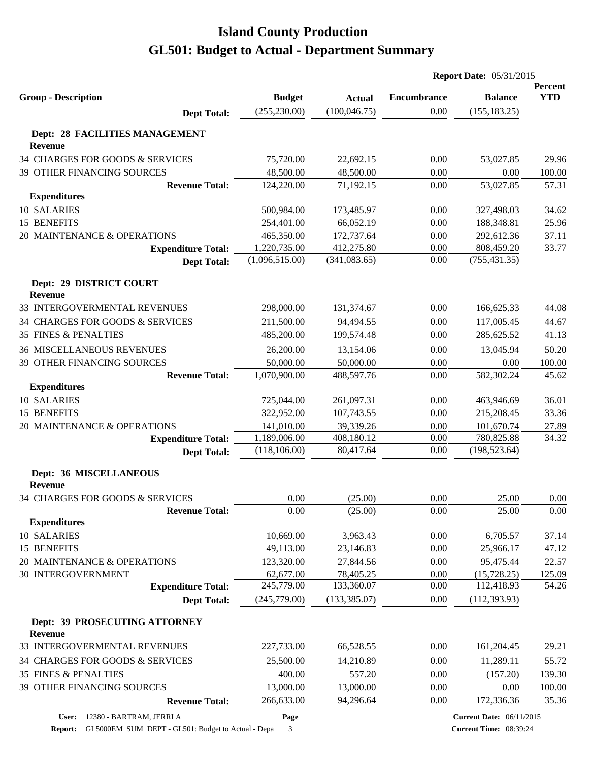# Island County Production
# GL501: Budget to Actual - Department Summary

**Report Date:** 05/31/2015

| Group - Description | Budget | Actual | Encumbrance | Balance | Percent YTD |
|---|---|---|---|---|---|
| **Dept Total:** | (255,230.00) | (100,046.75) | 0.00 | (155,183.25) | |
| **Dept: 28 FACILITIES MANAGEMENT** | | | | | |
| **Revenue** | | | | | |
| 34 CHARGES FOR GOODS & SERVICES | 75,720.00 | 22,692.15 | 0.00 | 53,027.85 | 29.96 |
| 39 OTHER FINANCING SOURCES | 48,500.00 | 48,500.00 | 0.00 | 0.00 | 100.00 |
| **Revenue Total:** | 124,220.00 | 71,192.15 | 0.00 | 53,027.85 | 57.31 |
| **Expenditures** | | | | | |
| 10 SALARIES | 500,984.00 | 173,485.97 | 0.00 | 327,498.03 | 34.62 |
| 15 BENEFITS | 254,401.00 | 66,052.19 | 0.00 | 188,348.81 | 25.96 |
| 20 MAINTENANCE & OPERATIONS | 465,350.00 | 172,737.64 | 0.00 | 292,612.36 | 37.11 |
| **Expenditure Total:** | 1,220,735.00 | 412,275.80 | 0.00 | 808,459.20 | 33.77 |
| **Dept Total:** | (1,096,515.00) | (341,083.65) | 0.00 | (755,431.35) | |
| **Dept: 29 DISTRICT COURT** | | | | | |
| **Revenue** | | | | | |
| 33 INTERGOVERMENTAL REVENUES | 298,000.00 | 131,374.67 | 0.00 | 166,625.33 | 44.08 |
| 34 CHARGES FOR GOODS & SERVICES | 211,500.00 | 94,494.55 | 0.00 | 117,005.45 | 44.67 |
| 35 FINES & PENALTIES | 485,200.00 | 199,574.48 | 0.00 | 285,625.52 | 41.13 |
| 36 MISCELLANEOUS REVENUES | 26,200.00 | 13,154.06 | 0.00 | 13,045.94 | 50.20 |
| 39 OTHER FINANCING SOURCES | 50,000.00 | 50,000.00 | 0.00 | 0.00 | 100.00 |
| **Revenue Total:** | 1,070,900.00 | 488,597.76 | 0.00 | 582,302.24 | 45.62 |
| **Expenditures** | | | | | |
| 10 SALARIES | 725,044.00 | 261,097.31 | 0.00 | 463,946.69 | 36.01 |
| 15 BENEFITS | 322,952.00 | 107,743.55 | 0.00 | 215,208.45 | 33.36 |
| 20 MAINTENANCE & OPERATIONS | 141,010.00 | 39,339.26 | 0.00 | 101,670.74 | 27.89 |
| **Expenditure Total:** | 1,189,006.00 | 408,180.12 | 0.00 | 780,825.88 | 34.32 |
| **Dept Total:** | (118,106.00) | 80,417.64 | 0.00 | (198,523.64) | |
| **Dept: 36 MISCELLANEOUS** | | | | | |
| **Revenue** | | | | | |
| 34 CHARGES FOR GOODS & SERVICES | 0.00 | (25.00) | 0.00 | 25.00 | 0.00 |
| **Revenue Total:** | 0.00 | (25.00) | 0.00 | 25.00 | 0.00 |
| **Expenditures** | | | | | |
| 10 SALARIES | 10,669.00 | 3,963.43 | 0.00 | 6,705.57 | 37.14 |
| 15 BENEFITS | 49,113.00 | 23,146.83 | 0.00 | 25,966.17 | 47.12 |
| 20 MAINTENANCE & OPERATIONS | 123,320.00 | 27,844.56 | 0.00 | 95,475.44 | 22.57 |
| 30 INTERGOVERNMENT | 62,677.00 | 78,405.25 | 0.00 | (15,728.25) | 125.09 |
| **Expenditure Total:** | 245,779.00 | 133,360.07 | 0.00 | 112,418.93 | 54.26 |
| **Dept Total:** | (245,779.00) | (133,385.07) | 0.00 | (112,393.93) | |
| **Dept: 39 PROSECUTING ATTORNEY** | | | | | |
| **Revenue** | | | | | |
| 33 INTERGOVERMENTAL REVENUES | 227,733.00 | 66,528.55 | 0.00 | 161,204.45 | 29.21 |
| 34 CHARGES FOR GOODS & SERVICES | 25,500.00 | 14,210.89 | 0.00 | 11,289.11 | 55.72 |
| 35 FINES & PENALTIES | 400.00 | 557.20 | 0.00 | (157.20) | 139.30 |
| 39 OTHER FINANCING SOURCES | 13,000.00 | 13,000.00 | 0.00 | 0.00 | 100.00 |
| **Revenue Total:** | 266,633.00 | 94,296.64 | 0.00 | 172,336.36 | 35.36 |

User: 12380 - BARTRAM, JERRI A
Report: GL5000EM_SUM_DEPT - GL501: Budget to Actual - Depa
Current Date: 06/11/2015
Current Time: 08:39:24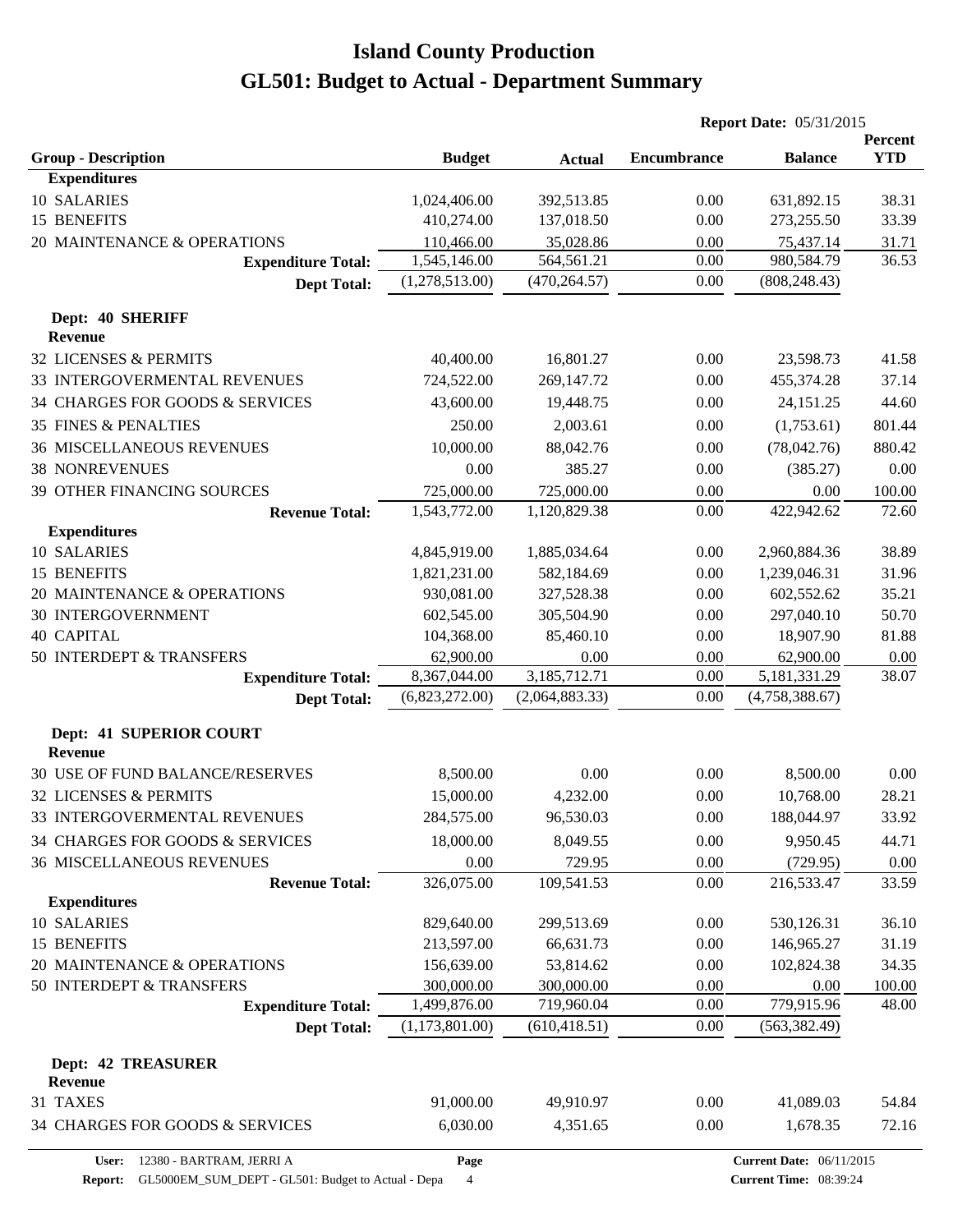# Island County Production

## GL501: Budget to Actual - Department Summary

**Report Date:** 05/31/2015

| Group - Description | Budget | Actual | Encumbrance | Balance | Percent YTD |
|---|---|---|---|---|---|
| **Expenditures** | | | | | |
| 10 SALARIES | 1,024,406.00 | 392,513.85 | 0.00 | 631,892.15 | 38.31 |
| 15 BENEFITS | 410,274.00 | 137,018.50 | 0.00 | 273,255.50 | 33.39 |
| 20 MAINTENANCE & OPERATIONS | 110,466.00 | 35,028.86 | 0.00 | 75,437.14 | 31.71 |
| **Expenditure Total:** | 1,545,146.00 | 564,561.21 | 0.00 | 980,584.79 | 36.53 |
| **Dept Total:** | (1,278,513.00) | (470,264.57) | 0.00 | (808,248.43) | |
| **Dept: 40 SHERIFF** | | | | | |
| **Revenue** | | | | | |
| 32 LICENSES & PERMITS | 40,400.00 | 16,801.27 | 0.00 | 23,598.73 | 41.58 |
| 33 INTERGOVERMENTAL REVENUES | 724,522.00 | 269,147.72 | 0.00 | 455,374.28 | 37.14 |
| 34 CHARGES FOR GOODS & SERVICES | 43,600.00 | 19,448.75 | 0.00 | 24,151.25 | 44.60 |
| 35 FINES & PENALTIES | 250.00 | 2,003.61 | 0.00 | (1,753.61) | 801.44 |
| 36 MISCELLANEOUS REVENUES | 10,000.00 | 88,042.76 | 0.00 | (78,042.76) | 880.42 |
| 38 NONREVENUES | 0.00 | 385.27 | 0.00 | (385.27) | 0.00 |
| 39 OTHER FINANCING SOURCES | 725,000.00 | 725,000.00 | 0.00 | 0.00 | 100.00 |
| **Revenue Total:** | 1,543,772.00 | 1,120,829.38 | 0.00 | 422,942.62 | 72.60 |
| **Expenditures** | | | | | |
| 10 SALARIES | 4,845,919.00 | 1,885,034.64 | 0.00 | 2,960,884.36 | 38.89 |
| 15 BENEFITS | 1,821,231.00 | 582,184.69 | 0.00 | 1,239,046.31 | 31.96 |
| 20 MAINTENANCE & OPERATIONS | 930,081.00 | 327,528.38 | 0.00 | 602,552.62 | 35.21 |
| 30 INTERGOVERNMENT | 602,545.00 | 305,504.90 | 0.00 | 297,040.10 | 50.70 |
| 40 CAPITAL | 104,368.00 | 85,460.10 | 0.00 | 18,907.90 | 81.88 |
| 50 INTERDEPT & TRANSFERS | 62,900.00 | 0.00 | 0.00 | 62,900.00 | 0.00 |
| **Expenditure Total:** | 8,367,044.00 | 3,185,712.71 | 0.00 | 5,181,331.29 | 38.07 |
| **Dept Total:** | (6,823,272.00) | (2,064,883.33) | 0.00 | (4,758,388.67) | |
| **Dept: 41 SUPERIOR COURT** | | | | | |
| **Revenue** | | | | | |
| 30 USE OF FUND BALANCE/RESERVES | 8,500.00 | 0.00 | 0.00 | 8,500.00 | 0.00 |
| 32 LICENSES & PERMITS | 15,000.00 | 4,232.00 | 0.00 | 10,768.00 | 28.21 |
| 33 INTERGOVERMENTAL REVENUES | 284,575.00 | 96,530.03 | 0.00 | 188,044.97 | 33.92 |
| 34 CHARGES FOR GOODS & SERVICES | 18,000.00 | 8,049.55 | 0.00 | 9,950.45 | 44.71 |
| 36 MISCELLANEOUS REVENUES | 0.00 | 729.95 | 0.00 | (729.95) | 0.00 |
| **Revenue Total:** | 326,075.00 | 109,541.53 | 0.00 | 216,533.47 | 33.59 |
| **Expenditures** | | | | | |
| 10 SALARIES | 829,640.00 | 299,513.69 | 0.00 | 530,126.31 | 36.10 |
| 15 BENEFITS | 213,597.00 | 66,631.73 | 0.00 | 146,965.27 | 31.19 |
| 20 MAINTENANCE & OPERATIONS | 156,639.00 | 53,814.62 | 0.00 | 102,824.38 | 34.35 |
| 50 INTERDEPT & TRANSFERS | 300,000.00 | 300,000.00 | 0.00 | 0.00 | 100.00 |
| **Expenditure Total:** | 1,499,876.00 | 719,960.04 | 0.00 | 779,915.96 | 48.00 |
| **Dept Total:** | (1,173,801.00) | (610,418.51) | 0.00 | (563,382.49) | |
| **Dept: 42 TREASURER** | | | | | |
| **Revenue** | | | | | |
| 31 TAXES | 91,000.00 | 49,910.97 | 0.00 | 41,089.03 | 54.84 |
| 34 CHARGES FOR GOODS & SERVICES | 6,030.00 | 4,351.65 | 0.00 | 1,678.35 | 72.16 |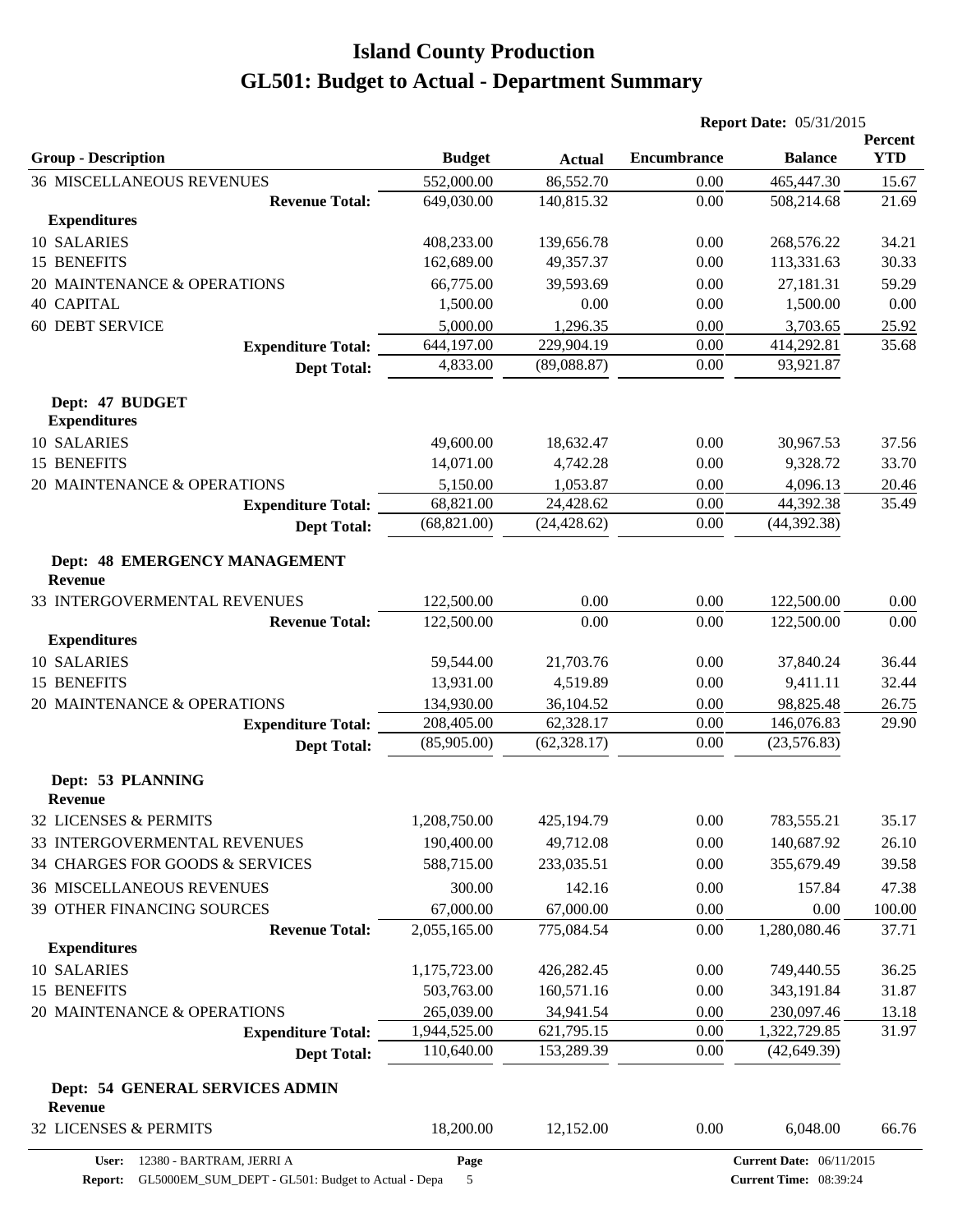# Island County Production
# GL501: Budget to Actual - Department Summary

**Report Date:** 05/31/2015

| Group - Description | Budget | Actual | Encumbrance | Balance | Percent YTD |
|---|---|---|---|---|---|
| 36 MISCELLANEOUS REVENUES | 552,000.00 | 86,552.70 | 0.00 | 465,447.30 | 15.67 |
| **Revenue Total:** | 649,030.00 | 140,815.32 | 0.00 | 508,214.68 | 21.69 |
| **Expenditures** | | | | | |
| 10 SALARIES | 408,233.00 | 139,656.78 | 0.00 | 268,576.22 | 34.21 |
| 15 BENEFITS | 162,689.00 | 49,357.37 | 0.00 | 113,331.63 | 30.33 |
| 20 MAINTENANCE & OPERATIONS | 66,775.00 | 39,593.69 | 0.00 | 27,181.31 | 59.29 |
| 40 CAPITAL | 1,500.00 | 0.00 | 0.00 | 1,500.00 | 0.00 |
| 60 DEBT SERVICE | 5,000.00 | 1,296.35 | 0.00 | 3,703.65 | 25.92 |
| **Expenditure Total:** | 644,197.00 | 229,904.19 | 0.00 | 414,292.81 | 35.68 |
| **Dept Total:** | 4,833.00 | (89,088.87) | 0.00 | 93,921.87 | |
| **Dept: 47 BUDGET** | | | | | |
| **Expenditures** | | | | | |
| 10 SALARIES | 49,600.00 | 18,632.47 | 0.00 | 30,967.53 | 37.56 |
| 15 BENEFITS | 14,071.00 | 4,742.28 | 0.00 | 9,328.72 | 33.70 |
| 20 MAINTENANCE & OPERATIONS | 5,150.00 | 1,053.87 | 0.00 | 4,096.13 | 20.46 |
| **Expenditure Total:** | 68,821.00 | 24,428.62 | 0.00 | 44,392.38 | 35.49 |
| **Dept Total:** | (68,821.00) | (24,428.62) | 0.00 | (44,392.38) | |
| **Dept: 48 EMERGENCY MANAGEMENT** | | | | | |
| **Revenue** | | | | | |
| 33 INTERGOVERMENTAL REVENUES | 122,500.00 | 0.00 | 0.00 | 122,500.00 | 0.00 |
| **Revenue Total:** | 122,500.00 | 0.00 | 0.00 | 122,500.00 | 0.00 |
| **Expenditures** | | | | | |
| 10 SALARIES | 59,544.00 | 21,703.76 | 0.00 | 37,840.24 | 36.44 |
| 15 BENEFITS | 13,931.00 | 4,519.89 | 0.00 | 9,411.11 | 32.44 |
| 20 MAINTENANCE & OPERATIONS | 134,930.00 | 36,104.52 | 0.00 | 98,825.48 | 26.75 |
| **Expenditure Total:** | 208,405.00 | 62,328.17 | 0.00 | 146,076.83 | 29.90 |
| **Dept Total:** | (85,905.00) | (62,328.17) | 0.00 | (23,576.83) | |
| **Dept: 53 PLANNING** | | | | | |
| **Revenue** | | | | | |
| 32 LICENSES & PERMITS | 1,208,750.00 | 425,194.79 | 0.00 | 783,555.21 | 35.17 |
| 33 INTERGOVERMENTAL REVENUES | 190,400.00 | 49,712.08 | 0.00 | 140,687.92 | 26.10 |
| 34 CHARGES FOR GOODS & SERVICES | 588,715.00 | 233,035.51 | 0.00 | 355,679.49 | 39.58 |
| 36 MISCELLANEOUS REVENUES | 300.00 | 142.16 | 0.00 | 157.84 | 47.38 |
| 39 OTHER FINANCING SOURCES | 67,000.00 | 67,000.00 | 0.00 | 0.00 | 100.00 |
| **Revenue Total:** | 2,055,165.00 | 775,084.54 | 0.00 | 1,280,080.46 | 37.71 |
| **Expenditures** | | | | | |
| 10 SALARIES | 1,175,723.00 | 426,282.45 | 0.00 | 749,440.55 | 36.25 |
| 15 BENEFITS | 503,763.00 | 160,571.16 | 0.00 | 343,191.84 | 31.87 |
| 20 MAINTENANCE & OPERATIONS | 265,039.00 | 34,941.54 | 0.00 | 230,097.46 | 13.18 |
| **Expenditure Total:** | 1,944,525.00 | 621,795.15 | 0.00 | 1,322,729.85 | 31.97 |
| **Dept Total:** | 110,640.00 | 153,289.39 | 0.00 | (42,649.39) | |
| **Dept: 54 GENERAL SERVICES ADMIN** | | | | | |
| **Revenue** | | | | | |
| 32 LICENSES & PERMITS | 18,200.00 | 12,152.00 | 0.00 | 6,048.00 | 66.76 |

**User:** 12380 - BARTRAM, JERRI A
**Report:** GL5000EM_SUM_DEPT - GL501: Budget to Actual - Depa
**Current Date:** 06/11/2015
**Current Time:** 08:39:24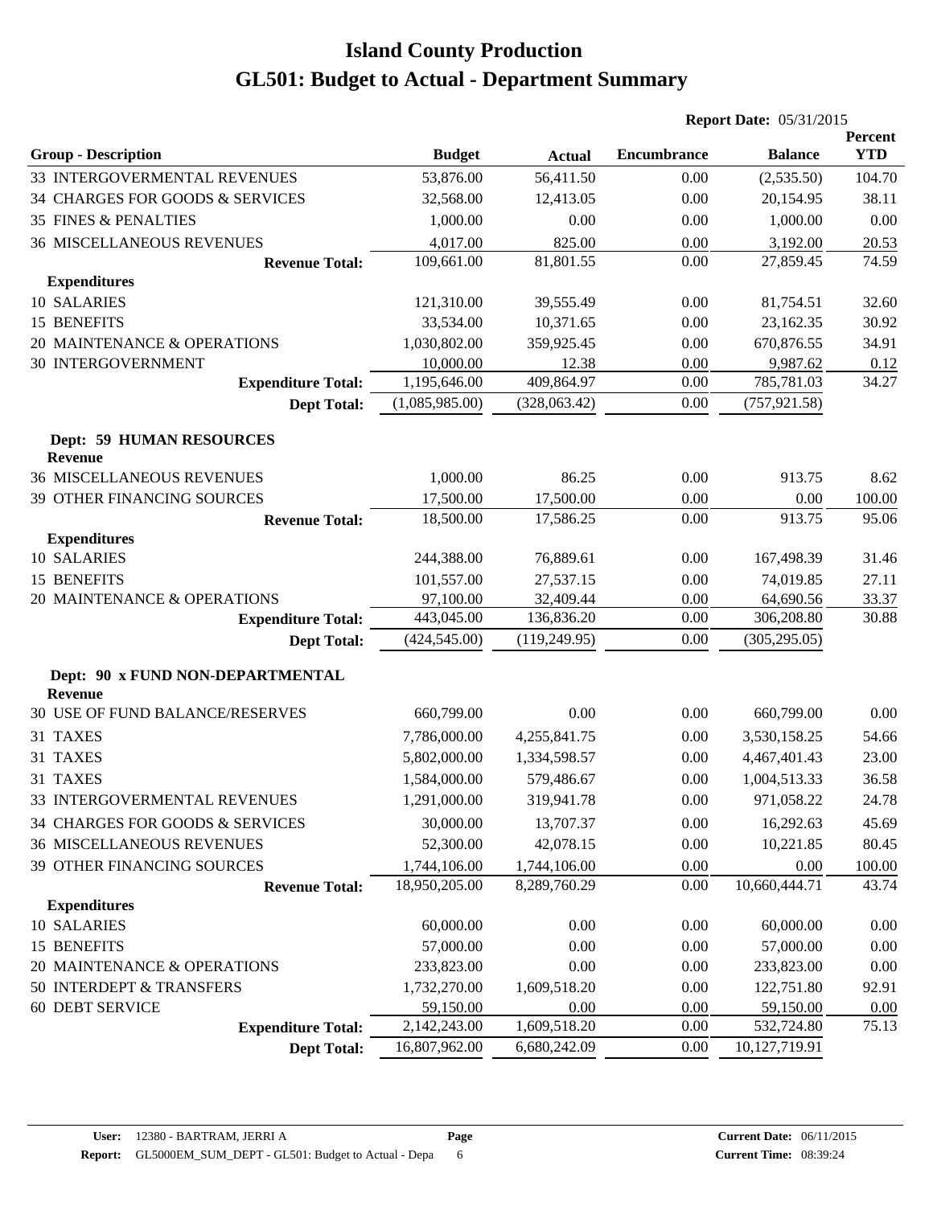# Island County Production
# GL501: Budget to Actual - Department Summary

**Report Date:** 05/31/2015

| Group - Description | Budget | Actual | Encumbrance | Balance | Percent YTD |
|---|---|---|---|---|---|
| 33 INTERGOVERMENTAL REVENUES | 53,876.00 | 56,411.50 | 0.00 | (2,535.50) | 104.70 |
| 34 CHARGES FOR GOODS & SERVICES | 32,568.00 | 12,413.05 | 0.00 | 20,154.95 | 38.11 |
| 35 FINES & PENALTIES | 1,000.00 | 0.00 | 0.00 | 1,000.00 | 0.00 |
| 36 MISCELLANEOUS REVENUES | 4,017.00 | 825.00 | 0.00 | 3,192.00 | 20.53 |
| **Revenue Total:** | 109,661.00 | 81,801.55 | 0.00 | 27,859.45 | 74.59 |
| **Expenditures** | | | | | |
| 10 SALARIES | 121,310.00 | 39,555.49 | 0.00 | 81,754.51 | 32.60 |
| 15 BENEFITS | 33,534.00 | 10,371.65 | 0.00 | 23,162.35 | 30.92 |
| 20 MAINTENANCE & OPERATIONS | 1,030,802.00 | 359,925.45 | 0.00 | 670,876.55 | 34.91 |
| 30 INTERGOVERNMENT | 10,000.00 | 12.38 | 0.00 | 9,987.62 | 0.12 |
| **Expenditure Total:** | 1,195,646.00 | 409,864.97 | 0.00 | 785,781.03 | 34.27 |
| **Dept Total:** | (1,085,985.00) | (328,063.42) | 0.00 | (757,921.58) | |
| **Dept: 59 HUMAN RESOURCES** | | | | | |
| **Revenue** | | | | | |
| 36 MISCELLANEOUS REVENUES | 1,000.00 | 86.25 | 0.00 | 913.75 | 8.62 |
| 39 OTHER FINANCING SOURCES | 17,500.00 | 17,500.00 | 0.00 | 0.00 | 100.00 |
| **Revenue Total:** | 18,500.00 | 17,586.25 | 0.00 | 913.75 | 95.06 |
| **Expenditures** | | | | | |
| 10 SALARIES | 244,388.00 | 76,889.61 | 0.00 | 167,498.39 | 31.46 |
| 15 BENEFITS | 101,557.00 | 27,537.15 | 0.00 | 74,019.85 | 27.11 |
| 20 MAINTENANCE & OPERATIONS | 97,100.00 | 32,409.44 | 0.00 | 64,690.56 | 33.37 |
| **Expenditure Total:** | 443,045.00 | 136,836.20 | 0.00 | 306,208.80 | 30.88 |
| **Dept Total:** | (424,545.00) | (119,249.95) | 0.00 | (305,295.05) | |
| **Dept: 90 x FUND NON-DEPARTMENTAL** | | | | | |
| **Revenue** | | | | | |
| 30 USE OF FUND BALANCE/RESERVES | 660,799.00 | 0.00 | 0.00 | 660,799.00 | 0.00 |
| 31 TAXES | 7,786,000.00 | 4,255,841.75 | 0.00 | 3,530,158.25 | 54.66 |
| 31 TAXES | 5,802,000.00 | 1,334,598.57 | 0.00 | 4,467,401.43 | 23.00 |
| 31 TAXES | 1,584,000.00 | 579,486.67 | 0.00 | 1,004,513.33 | 36.58 |
| 33 INTERGOVERMENTAL REVENUES | 1,291,000.00 | 319,941.78 | 0.00 | 971,058.22 | 24.78 |
| 34 CHARGES FOR GOODS & SERVICES | 30,000.00 | 13,707.37 | 0.00 | 16,292.63 | 45.69 |
| 36 MISCELLANEOUS REVENUES | 52,300.00 | 42,078.15 | 0.00 | 10,221.85 | 80.45 |
| 39 OTHER FINANCING SOURCES | 1,744,106.00 | 1,744,106.00 | 0.00 | 0.00 | 100.00 |
| **Revenue Total:** | 18,950,205.00 | 8,289,760.29 | 0.00 | 10,660,444.71 | 43.74 |
| **Expenditures** | | | | | |
| 10 SALARIES | 60,000.00 | 0.00 | 0.00 | 60,000.00 | 0.00 |
| 15 BENEFITS | 57,000.00 | 0.00 | 0.00 | 57,000.00 | 0.00 |
| 20 MAINTENANCE & OPERATIONS | 233,823.00 | 0.00 | 0.00 | 233,823.00 | 0.00 |
| 50 INTERDEPT & TRANSFERS | 1,732,270.00 | 1,609,518.20 | 0.00 | 122,751.80 | 92.91 |
| 60 DEBT SERVICE | 59,150.00 | 0.00 | 0.00 | 59,150.00 | 0.00 |
| **Expenditure Total:** | 2,142,243.00 | 1,609,518.20 | 0.00 | 532,724.80 | 75.13 |
| **Dept Total:** | 16,807,962.00 | 6,680,242.09 | 0.00 | 10,127,719.91 | |

**User:** 12380 - BARTRAM, JERRI A
**Report:** GL5000EM_SUM_DEPT - GL501: Budget to Actual - Depa
**Current Date:** 06/11/2015
**Current Time:** 08:39:24